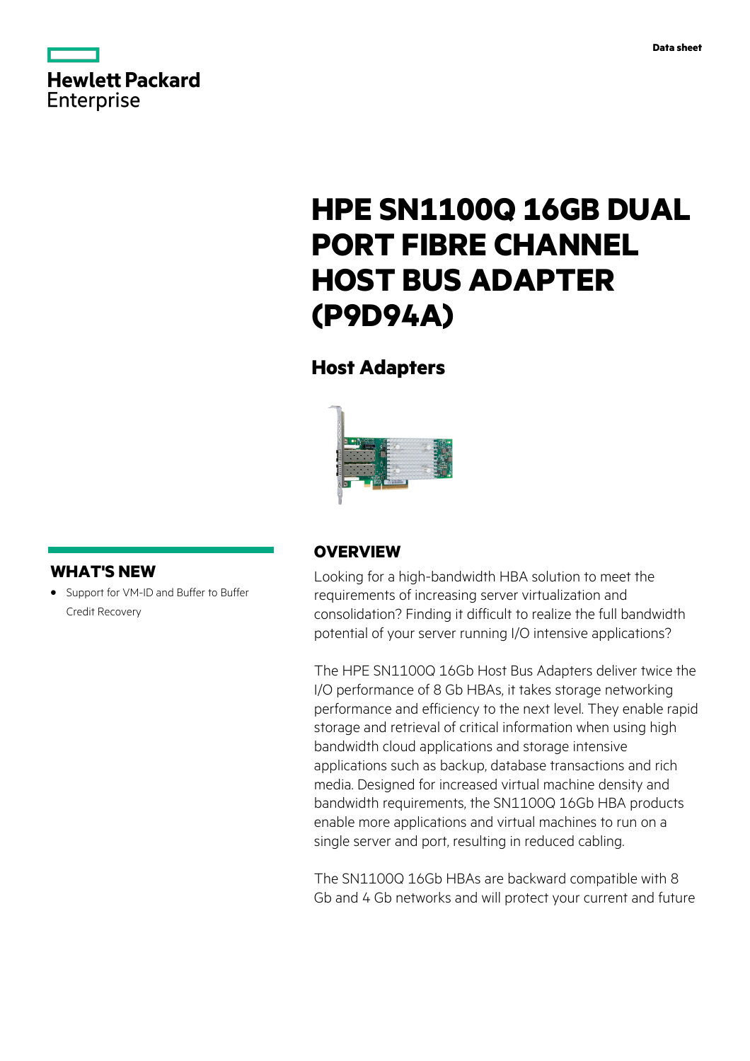Data sheet

# HPE SN1100Q 16GB DUAL PORT FIBRE CHANNEL HOST BUS ADAPTER (P9D94A)

## Host Adapters

## WHAT'S NEW

- Support for VM-ID and Buffer to Buffer Credit Recovery

## OVERVIEW

Looking for a high-bandwidth HBA solution to meet the requirements of increasing server virtualization and consolidation? Finding it difficult to realize the full bandwidth potential of your server running I/O intensive applications?

The HPE SN1100Q 16Gb Host Bus Adapters deliver twice the I/O performance of 8 Gb HBAs, it takes storage networking performance and efficiency to the next level. They enable rapid storage and retrieval of critical information when using high bandwidth cloud applications and storage intensive applications such as backup, database transactions and rich media. Designed for increased virtual machine density and bandwidth requirements, the SN1100Q 16Gb HBA products enable more applications and virtual machines to run on a single server and port, resulting in reduced cabling.

The SN1100Q 16Gb HBAs are backward compatible with 8 Gb and 4 Gb networks and will protect your current and future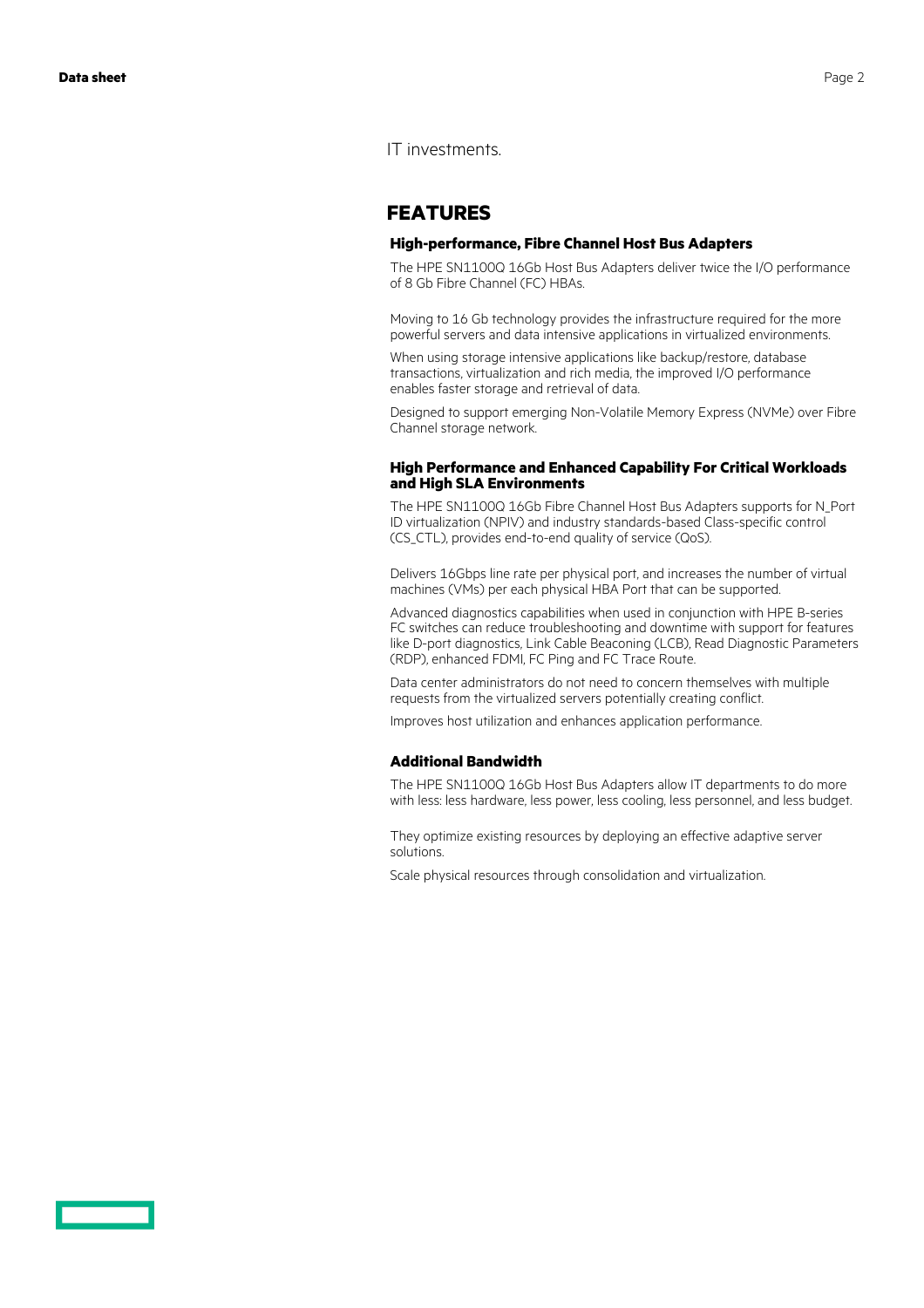IT investments.

## FEATURES

### High-performance, Fibre Channel Host Bus Adapters

The HPE SN1100Q 16Gb Host Bus Adapters deliver twice the I/O performance of 8 Gb Fibre Channel (FC) HBAs.

Moving to 16 Gb technology provides the infrastructure required for the more powerful servers and data intensive applications in virtualized environments.

When using storage intensive applications like backup/restore, database transactions, virtualization and rich media, the improved I/O performance enables faster storage and retrieval of data.

Designed to support emerging Non-Volatile Memory Express (NVMe) over Fibre Channel storage network.

### High Performance and Enhanced Capability For Critical Workloads and High SLA Environments

The HPE SN1100Q 16Gb Fibre Channel Host Bus Adapters supports for N_Port ID virtualization (NPIV) and industry standards-based Class-specific control (CS_CTL), provides end-to-end quality of service (QoS).

Delivers 16Gbps line rate per physical port, and increases the number of virtual machines (VMs) per each physical HBA Port that can be supported.

Advanced diagnostics capabilities when used in conjunction with HPE B-series FC switches can reduce troubleshooting and downtime with support for features like D-port diagnostics, Link Cable Beaconing (LCB), Read Diagnostic Parameters (RDP), enhanced FDMI, FC Ping and FC Trace Route.

Data center administrators do not need to concern themselves with multiple requests from the virtualized servers potentially creating conflict.

Improves host utilization and enhances application performance.

### Additional Bandwidth

The HPE SN1100Q 16Gb Host Bus Adapters allow IT departments to do more with less: less hardware, less power, less cooling, less personnel, and less budget.

They optimize existing resources by deploying an effective adaptive server solutions.

Scale physical resources through consolidation and virtualization.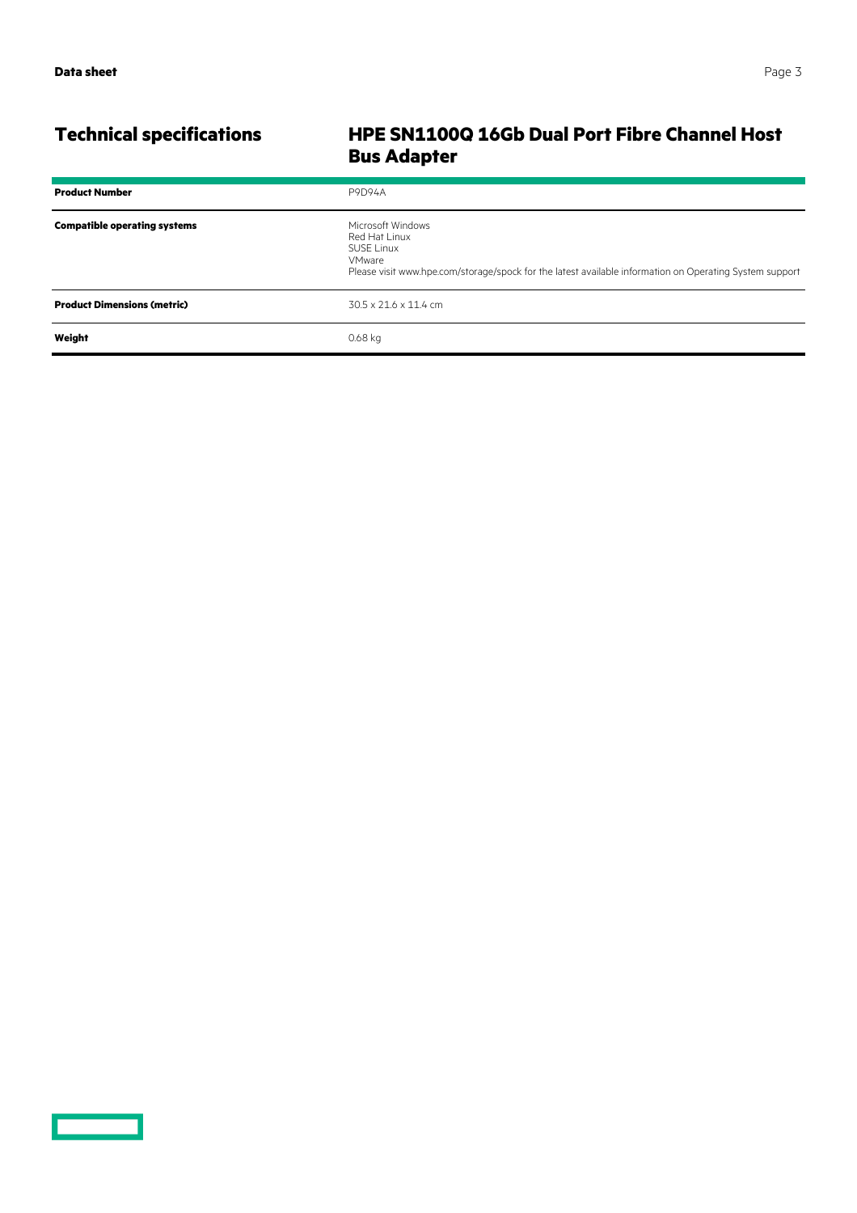## Technical specifications

## HPE SN1100Q 16Gb Dual Port Fibre Channel Host Bus Adapter

| | |
|---|---|
| **Product Number** | P9D94A |
| **Compatible operating systems** | Microsoft Windows<br>Red Hat Linux<br>SUSE Linux<br>VMware<br>Please visit www.hpe.com/storage/spock for the latest available information on Operating System support |
| **Product Dimensions (metric)** | 30.5 x 21.6 x 11.4 cm |
| **Weight** | 0.68 kg |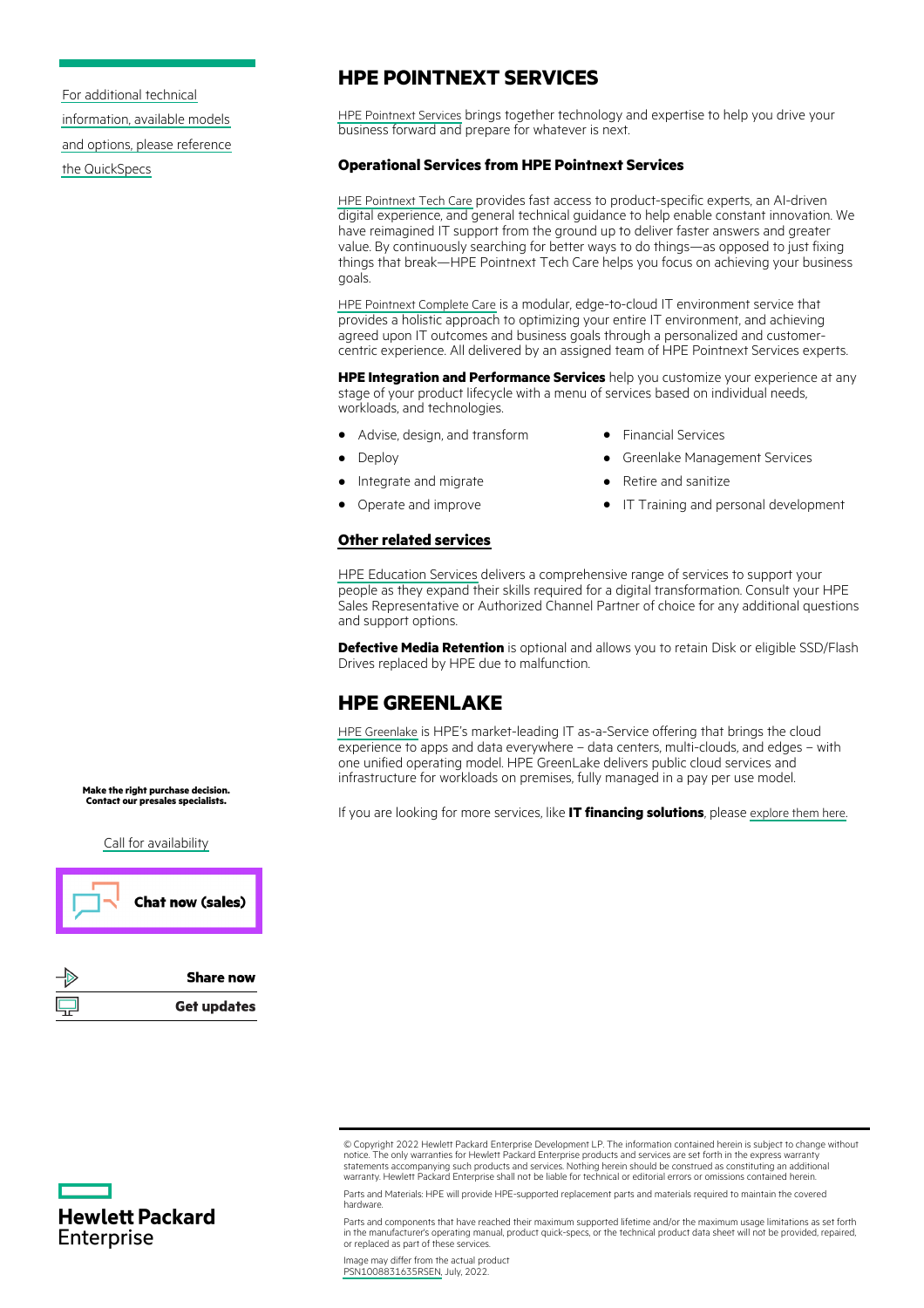For additional technical information, available models and options, please reference the QuickSpecs

# HPE POINTNEXT SERVICES

HPE Pointnext Services brings together technology and expertise to help you drive your business forward and prepare for whatever is next.

### Operational Services from HPE Pointnext Services

HPE Pointnext Tech Care provides fast access to product-specific experts, an AI-driven digital experience, and general technical guidance to help enable constant innovation. We have reimagined IT support from the ground up to deliver faster answers and greater value. By continuously searching for better ways to do things—as opposed to just fixing things that break—HPE Pointnext Tech Care helps you focus on achieving your business goals.

HPE Pointnext Complete Care is a modular, edge-to-cloud IT environment service that provides a holistic approach to optimizing your entire IT environment, and achieving agreed upon IT outcomes and business goals through a personalized and customer-centric experience. All delivered by an assigned team of HPE Pointnext Services experts.

**HPE Integration and Performance Services** help you customize your experience at any stage of your product lifecycle with a menu of services based on individual needs, workloads, and technologies.

- Advise, design, and transform
- Deploy
- Integrate and migrate
- Operate and improve
- Financial Services
- Greenlake Management Services
- Retire and sanitize
- IT Training and personal development

### Other related services

HPE Education Services delivers a comprehensive range of services to support your people as they expand their skills required for a digital transformation. Consult your HPE Sales Representative or Authorized Channel Partner of choice for any additional questions and support options.

**Defective Media Retention** is optional and allows you to retain Disk or eligible SSD/Flash Drives replaced by HPE due to malfunction.

# HPE GREENLAKE

HPE Greenlake is HPE's market-leading IT as-a-Service offering that brings the cloud experience to apps and data everywhere – data centers, multi-clouds, and edges – with one unified operating model. HPE GreenLake delivers public cloud services and infrastructure for workloads on premises, fully managed in a pay per use model.

If you are looking for more services, like **IT financing solutions**, please explore them here.

**Make the right purchase decision. Contact our presales specialists.**

Call for availability

Chat now (sales)

Share now

Get updates

Hewlett Packard Enterprise

© Copyright 2022 Hewlett Packard Enterprise Development LP. The information contained herein is subject to change without notice. The only warranties for Hewlett Packard Enterprise products and services are set forth in the express warranty statements accompanying such products and services. Nothing herein should be construed as constituting an additional warranty. Hewlett Packard Enterprise shall not be liable for technical or editorial errors or omissions contained herein.

Parts and Materials: HPE will provide HPE-supported replacement parts and materials required to maintain the covered hardware.

Parts and components that have reached their maximum supported lifetime and/or the maximum usage limitations as set forth in the manufacturer's operating manual, product quick-specs, or the technical product data sheet will not be provided, repaired, or replaced as part of these services.

Image may differ from the actual product

PSN1008831635RSEN, July, 2022.